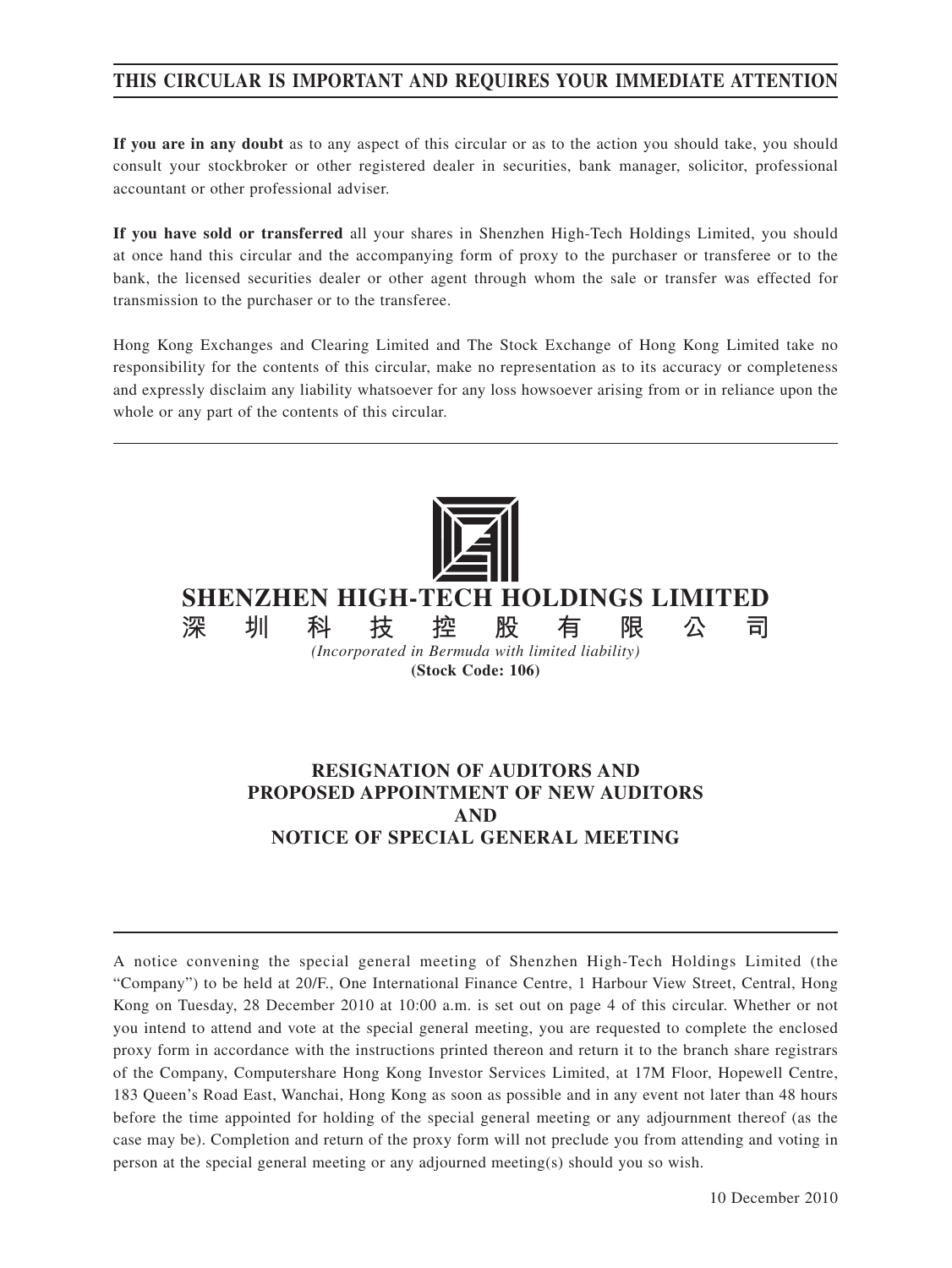**THIS CIRCULAR IS IMPORTANT AND REQUIRES YOUR IMMEDIATE ATTENTION**

**If you are in any doubt** as to any aspect of this circular or as to the action you should take, you should consult your stockbroker or other registered dealer in securities, bank manager, solicitor, professional accountant or other professional adviser.

**If you have sold or transferred** all your shares in Shenzhen High-Tech Holdings Limited, you should at once hand this circular and the accompanying form of proxy to the purchaser or transferee or to the bank, the licensed securities dealer or other agent through whom the sale or transfer was effected for transmission to the purchaser or to the transferee.

Hong Kong Exchanges and Clearing Limited and The Stock Exchange of Hong Kong Limited take no responsibility for the contents of this circular, make no representation as to its accuracy or completeness and expressly disclaim any liability whatsoever for any loss howsoever arising from or in reliance upon the whole or any part of the contents of this circular.

# SHENZHEN HIGH-TECH HOLDINGS LIMITED

# 深 圳 科 技 控 股 有 限 公 司

*(Incorporated in Bermuda with limited liability)*

**(Stock Code: 106)**

## RESIGNATION OF AUDITORS AND PROPOSED APPOINTMENT OF NEW AUDITORS AND NOTICE OF SPECIAL GENERAL MEETING

A notice convening the special general meeting of Shenzhen High-Tech Holdings Limited (the "Company") to be held at 20/F., One International Finance Centre, 1 Harbour View Street, Central, Hong Kong on Tuesday, 28 December 2010 at 10:00 a.m. is set out on page 4 of this circular. Whether or not you intend to attend and vote at the special general meeting, you are requested to complete the enclosed proxy form in accordance with the instructions printed thereon and return it to the branch share registrars of the Company, Computershare Hong Kong Investor Services Limited, at 17M Floor, Hopewell Centre, 183 Queen's Road East, Wanchai, Hong Kong as soon as possible and in any event not later than 48 hours before the time appointed for holding of the special general meeting or any adjournment thereof (as the case may be). Completion and return of the proxy form will not preclude you from attending and voting in person at the special general meeting or any adjourned meeting(s) should you so wish.

10 December 2010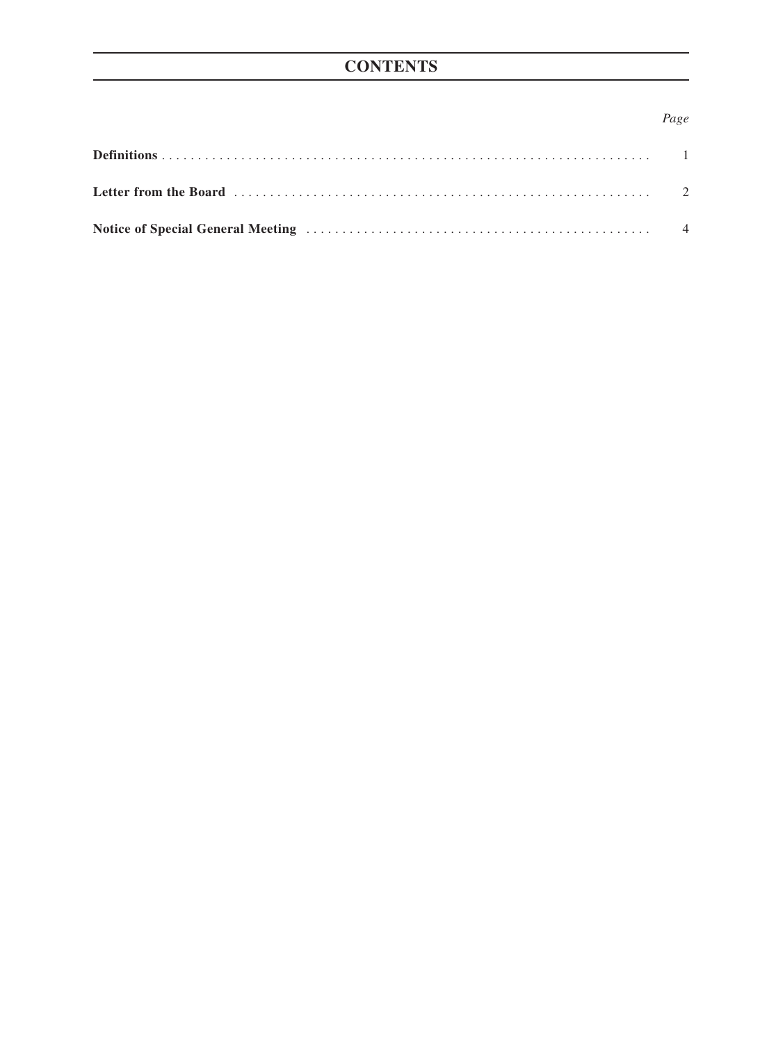# CONTENTS

| | *Page* |
|---|---|
| **Definitions** | 1 |
| **Letter from the Board** | 2 |
| **Notice of Special General Meeting** | 4 |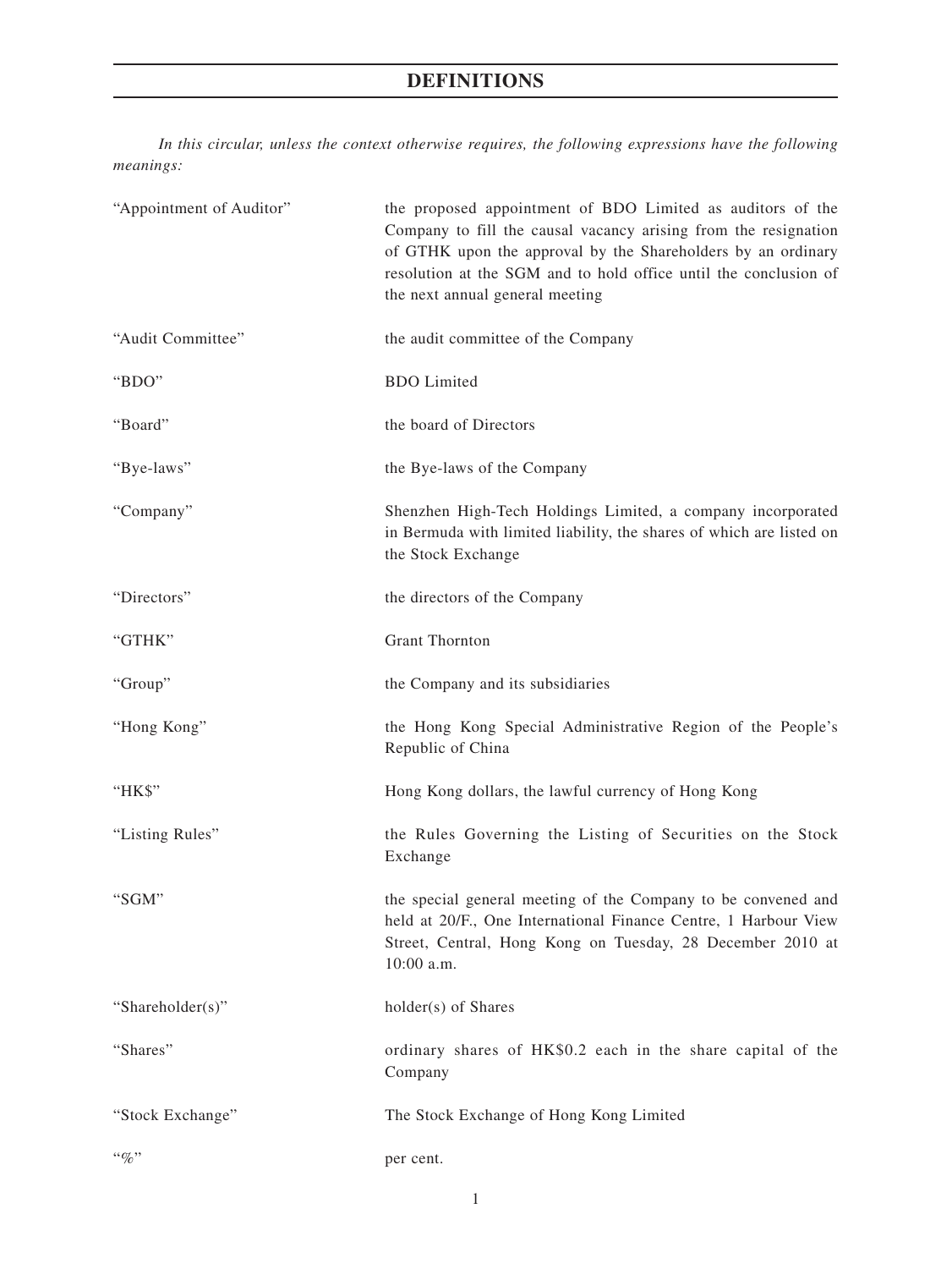# DEFINITIONS

*In this circular, unless the context otherwise requires, the following expressions have the following meanings:*

| | |
|---|---|
| "Appointment of Auditor" | the proposed appointment of BDO Limited as auditors of the Company to fill the causal vacancy arising from the resignation of GTHK upon the approval by the Shareholders by an ordinary resolution at the SGM and to hold office until the conclusion of the next annual general meeting |
| "Audit Committee" | the audit committee of the Company |
| "BDO" | BDO Limited |
| "Board" | the board of Directors |
| "Bye-laws" | the Bye-laws of the Company |
| "Company" | Shenzhen High-Tech Holdings Limited, a company incorporated in Bermuda with limited liability, the shares of which are listed on the Stock Exchange |
| "Directors" | the directors of the Company |
| "GTHK" | Grant Thornton |
| "Group" | the Company and its subsidiaries |
| "Hong Kong" | the Hong Kong Special Administrative Region of the People's Republic of China |
| "HK$" | Hong Kong dollars, the lawful currency of Hong Kong |
| "Listing Rules" | the Rules Governing the Listing of Securities on the Stock Exchange |
| "SGM" | the special general meeting of the Company to be convened and held at 20/F., One International Finance Centre, 1 Harbour View Street, Central, Hong Kong on Tuesday, 28 December 2010 at 10:00 a.m. |
| "Shareholder(s)" | holder(s) of Shares |
| "Shares" | ordinary shares of HK$0.2 each in the share capital of the Company |
| "Stock Exchange" | The Stock Exchange of Hong Kong Limited |
| "%" | per cent. |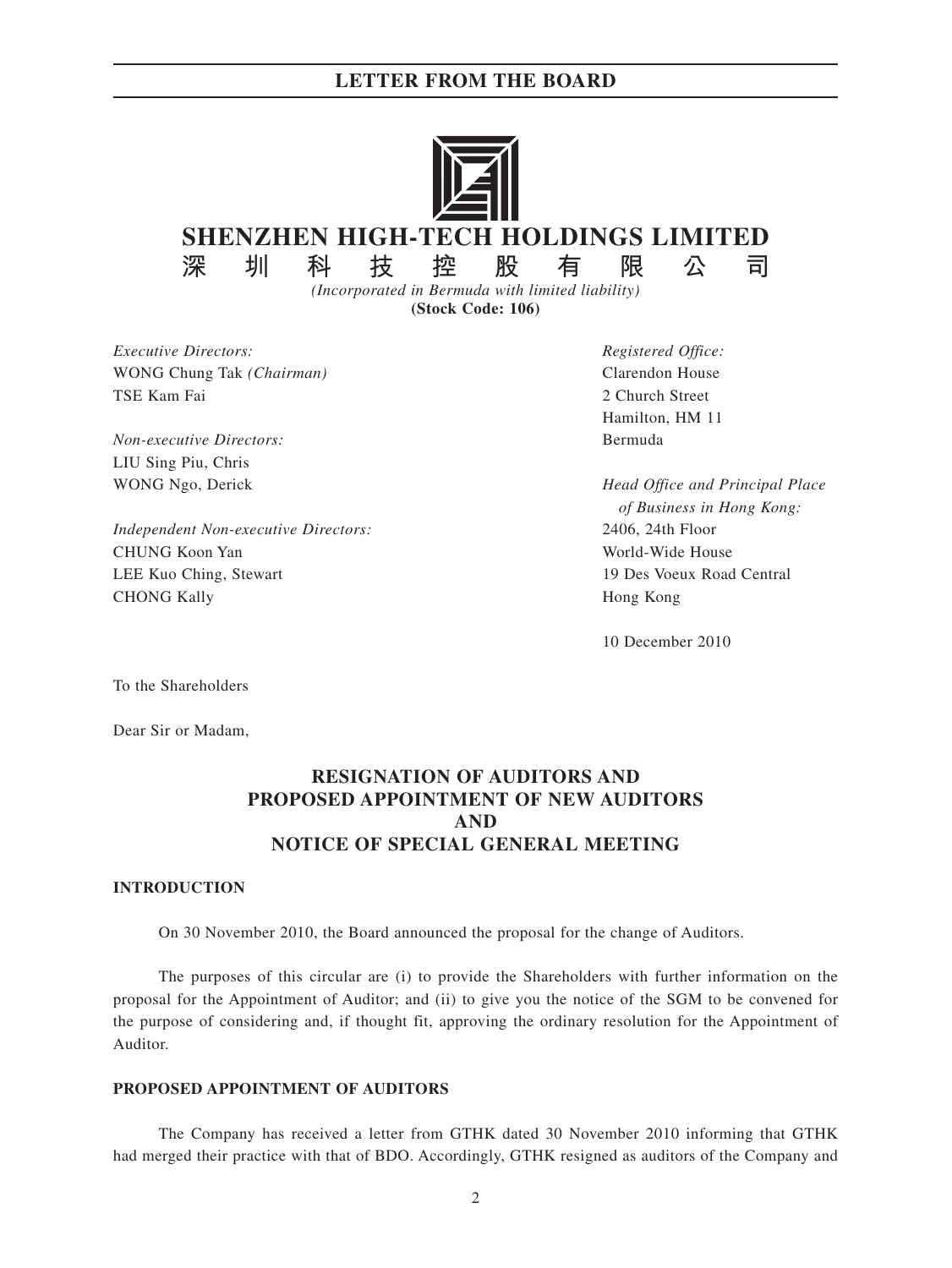# LETTER FROM THE BOARD

# SHENZHEN HIGH-TECH HOLDINGS LIMITED
# 深圳科技控股有限公司

*(Incorporated in Bermuda with limited liability)*
**(Stock Code: 106)**

*Executive Directors:*
WONG Chung Tak *(Chairman)*
TSE Kam Fai

*Non-executive Directors:*
LIU Sing Piu, Chris
WONG Ngo, Derick

*Independent Non-executive Directors:*
CHUNG Koon Yan
LEE Kuo Ching, Stewart
CHONG Kally

*Registered Office:*
Clarendon House
2 Church Street
Hamilton, HM 11
Bermuda

*Head Office and Principal Place of Business in Hong Kong:*
2406, 24th Floor
World-Wide House
19 Des Voeux Road Central
Hong Kong

10 December 2010

To the Shareholders

Dear Sir or Madam,

## RESIGNATION OF AUDITORS AND PROPOSED APPOINTMENT OF NEW AUDITORS AND NOTICE OF SPECIAL GENERAL MEETING

### INTRODUCTION

On 30 November 2010, the Board announced the proposal for the change of Auditors.

The purposes of this circular are (i) to provide the Shareholders with further information on the proposal for the Appointment of Auditor; and (ii) to give you the notice of the SGM to be convened for the purpose of considering and, if thought fit, approving the ordinary resolution for the Appointment of Auditor.

### PROPOSED APPOINTMENT OF AUDITORS

The Company has received a letter from GTHK dated 30 November 2010 informing that GTHK had merged their practice with that of BDO. Accordingly, GTHK resigned as auditors of the Company and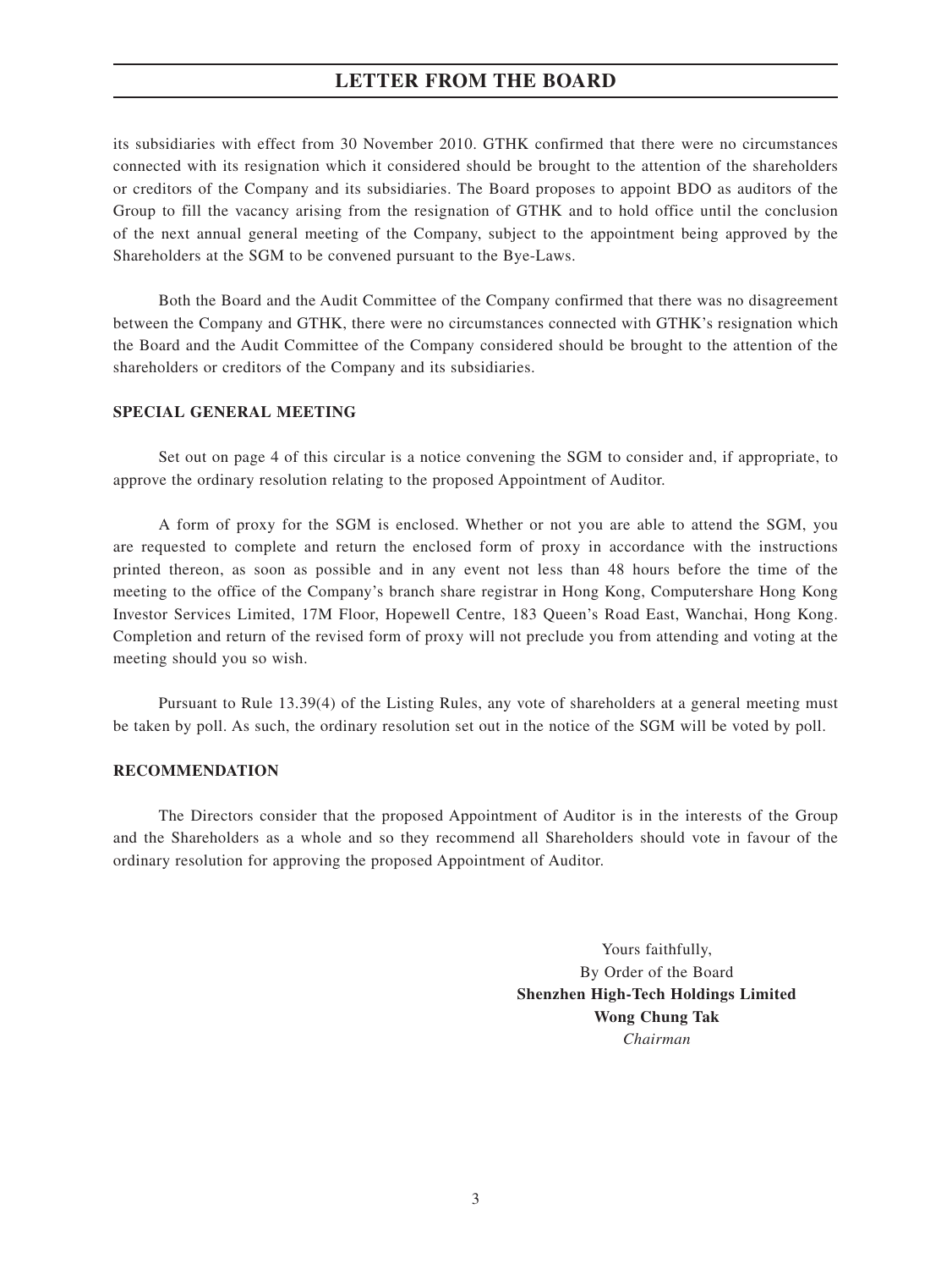its subsidiaries with effect from 30 November 2010. GTHK confirmed that there were no circumstances connected with its resignation which it considered should be brought to the attention of the shareholders or creditors of the Company and its subsidiaries. The Board proposes to appoint BDO as auditors of the Group to fill the vacancy arising from the resignation of GTHK and to hold office until the conclusion of the next annual general meeting of the Company, subject to the appointment being approved by the Shareholders at the SGM to be convened pursuant to the Bye-Laws.

Both the Board and the Audit Committee of the Company confirmed that there was no disagreement between the Company and GTHK, there were no circumstances connected with GTHK's resignation which the Board and the Audit Committee of the Company considered should be brought to the attention of the shareholders or creditors of the Company and its subsidiaries.

**SPECIAL GENERAL MEETING**

Set out on page 4 of this circular is a notice convening the SGM to consider and, if appropriate, to approve the ordinary resolution relating to the proposed Appointment of Auditor.

A form of proxy for the SGM is enclosed. Whether or not you are able to attend the SGM, you are requested to complete and return the enclosed form of proxy in accordance with the instructions printed thereon, as soon as possible and in any event not less than 48 hours before the time of the meeting to the office of the Company's branch share registrar in Hong Kong, Computershare Hong Kong Investor Services Limited, 17M Floor, Hopewell Centre, 183 Queen's Road East, Wanchai, Hong Kong. Completion and return of the revised form of proxy will not preclude you from attending and voting at the meeting should you so wish.

Pursuant to Rule 13.39(4) of the Listing Rules, any vote of shareholders at a general meeting must be taken by poll. As such, the ordinary resolution set out in the notice of the SGM will be voted by poll.

**RECOMMENDATION**

The Directors consider that the proposed Appointment of Auditor is in the interests of the Group and the Shareholders as a whole and so they recommend all Shareholders should vote in favour of the ordinary resolution for approving the proposed Appointment of Auditor.

Yours faithfully,
By Order of the Board
**Shenzhen High-Tech Holdings Limited**
**Wong Chung Tak**
*Chairman*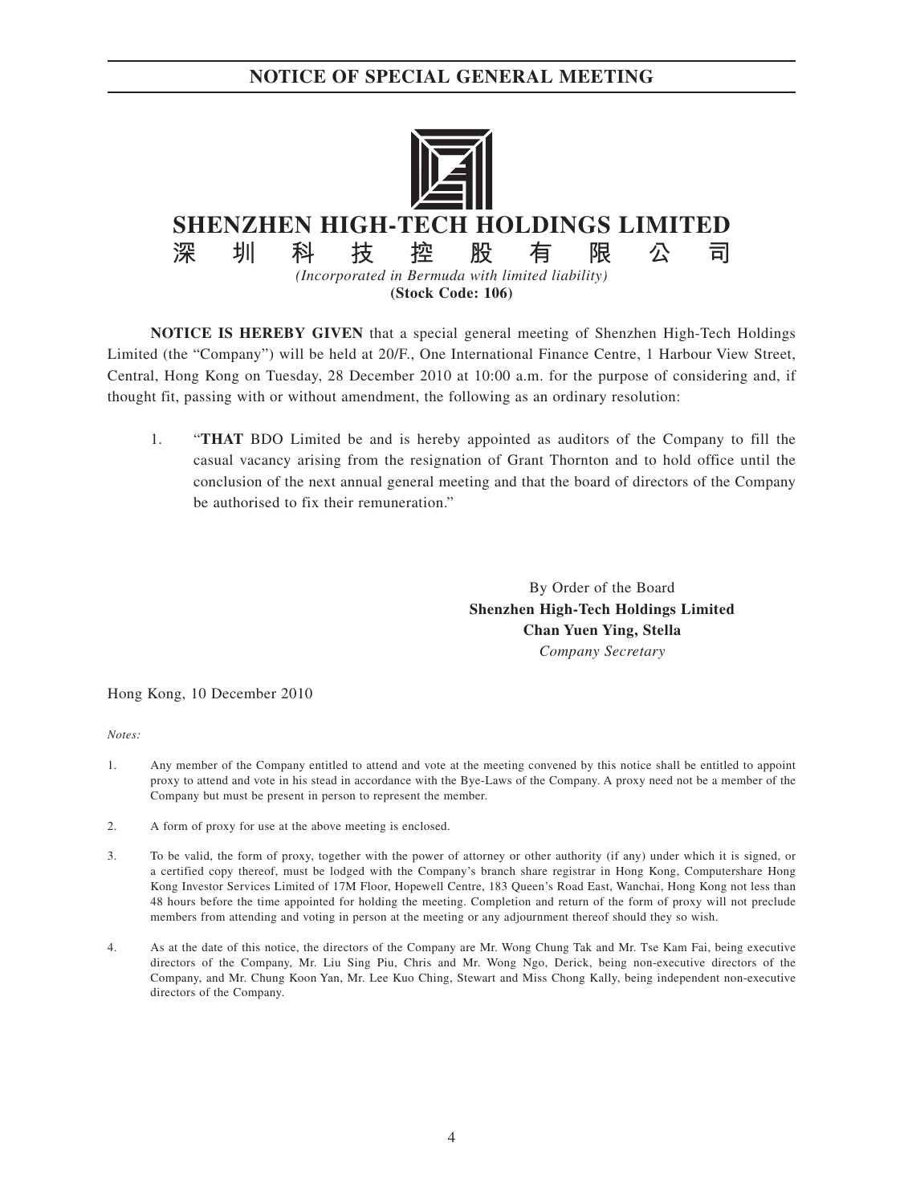# NOTICE OF SPECIAL GENERAL MEETING

**SHENZHEN HIGH-TECH HOLDINGS LIMITED**

**深圳科技控股有限公司**

*(Incorporated in Bermuda with limited liability)*

**(Stock Code: 106)**

**NOTICE IS HEREBY GIVEN** that a special general meeting of Shenzhen High-Tech Holdings Limited (the "Company") will be held at 20/F., One International Finance Centre, 1 Harbour View Street, Central, Hong Kong on Tuesday, 28 December 2010 at 10:00 a.m. for the purpose of considering and, if thought fit, passing with or without amendment, the following as an ordinary resolution:

1. "**THAT** BDO Limited be and is hereby appointed as auditors of the Company to fill the casual vacancy arising from the resignation of Grant Thornton and to hold office until the conclusion of the next annual general meeting and that the board of directors of the Company be authorised to fix their remuneration."

By Order of the Board
**Shenzhen High-Tech Holdings Limited**
**Chan Yuen Ying, Stella**
*Company Secretary*

Hong Kong, 10 December 2010

*Notes:*

1. Any member of the Company entitled to attend and vote at the meeting convened by this notice shall be entitled to appoint proxy to attend and vote in his stead in accordance with the Bye-Laws of the Company. A proxy need not be a member of the Company but must be present in person to represent the member.

2. A form of proxy for use at the above meeting is enclosed.

3. To be valid, the form of proxy, together with the power of attorney or other authority (if any) under which it is signed, or a certified copy thereof, must be lodged with the Company's branch share registrar in Hong Kong, Computershare Hong Kong Investor Services Limited of 17M Floor, Hopewell Centre, 183 Queen's Road East, Wanchai, Hong Kong not less than 48 hours before the time appointed for holding the meeting. Completion and return of the form of proxy will not preclude members from attending and voting in person at the meeting or any adjournment thereof should they so wish.

4. As at the date of this notice, the directors of the Company are Mr. Wong Chung Tak and Mr. Tse Kam Fai, being executive directors of the Company, Mr. Liu Sing Piu, Chris and Mr. Wong Ngo, Derick, being non-executive directors of the Company, and Mr. Chung Koon Yan, Mr. Lee Kuo Ching, Stewart and Miss Chong Kally, being independent non-executive directors of the Company.